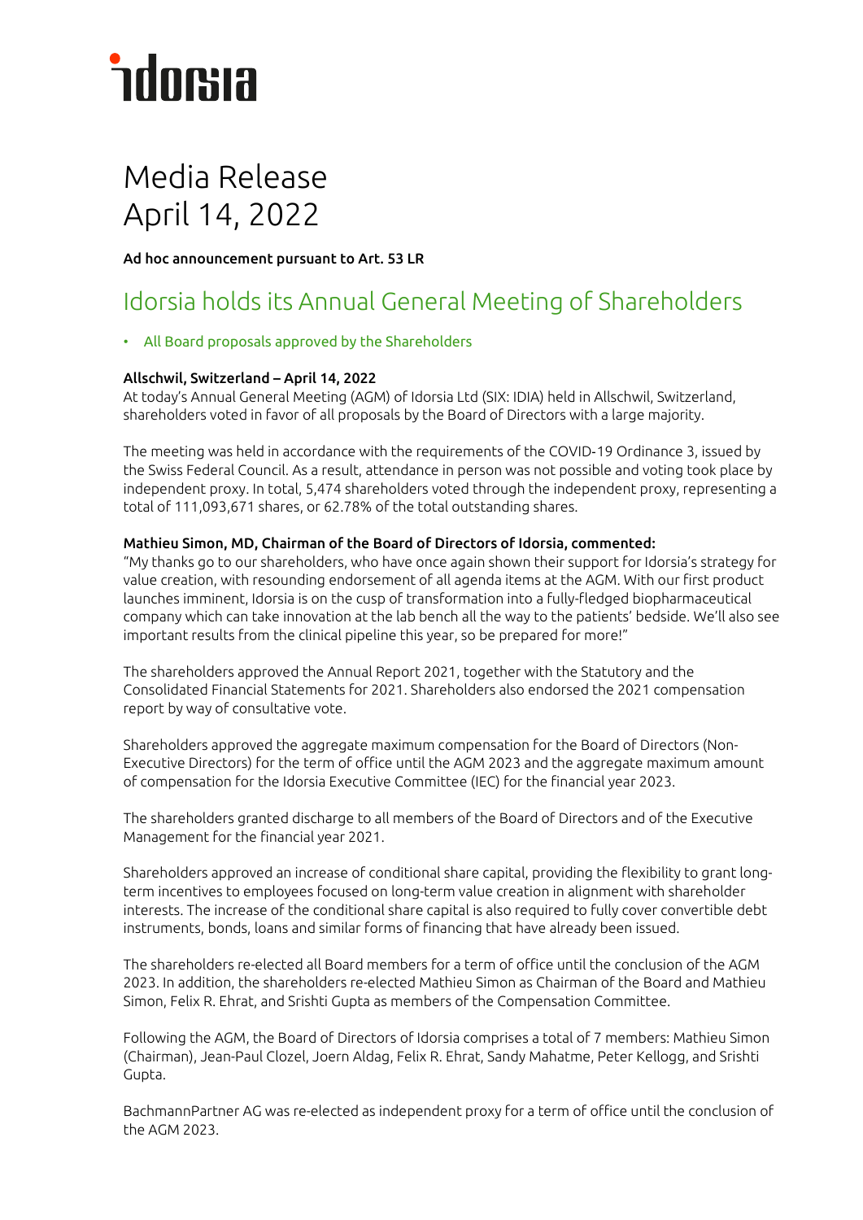# Media Release
# April 14, 2022

**Ad hoc announcement pursuant to Art. 53 LR**

## Idorsia holds its Annual General Meeting of Shareholders

- All Board proposals approved by the Shareholders

**Allschwil, Switzerland – April 14, 2022**
At today's Annual General Meeting (AGM) of Idorsia Ltd (SIX: IDIA) held in Allschwil, Switzerland, shareholders voted in favor of all proposals by the Board of Directors with a large majority.

The meeting was held in accordance with the requirements of the COVID-19 Ordinance 3, issued by the Swiss Federal Council. As a result, attendance in person was not possible and voting took place by independent proxy. In total, 5,474 shareholders voted through the independent proxy, representing a total of 111,093,671 shares, or 62.78% of the total outstanding shares.

**Mathieu Simon, MD, Chairman of the Board of Directors of Idorsia, commented:**
"My thanks go to our shareholders, who have once again shown their support for Idorsia's strategy for value creation, with resounding endorsement of all agenda items at the AGM. With our first product launches imminent, Idorsia is on the cusp of transformation into a fully-fledged biopharmaceutical company which can take innovation at the lab bench all the way to the patients' bedside. We'll also see important results from the clinical pipeline this year, so be prepared for more!"

The shareholders approved the Annual Report 2021, together with the Statutory and the Consolidated Financial Statements for 2021. Shareholders also endorsed the 2021 compensation report by way of consultative vote.

Shareholders approved the aggregate maximum compensation for the Board of Directors (Non-Executive Directors) for the term of office until the AGM 2023 and the aggregate maximum amount of compensation for the Idorsia Executive Committee (IEC) for the financial year 2023.

The shareholders granted discharge to all members of the Board of Directors and of the Executive Management for the financial year 2021.

Shareholders approved an increase of conditional share capital, providing the flexibility to grant long-term incentives to employees focused on long-term value creation in alignment with shareholder interests. The increase of the conditional share capital is also required to fully cover convertible debt instruments, bonds, loans and similar forms of financing that have already been issued.

The shareholders re-elected all Board members for a term of office until the conclusion of the AGM 2023. In addition, the shareholders re-elected Mathieu Simon as Chairman of the Board and Mathieu Simon, Felix R. Ehrat, and Srishti Gupta as members of the Compensation Committee.

Following the AGM, the Board of Directors of Idorsia comprises a total of 7 members: Mathieu Simon (Chairman), Jean-Paul Clozel, Joern Aldag, Felix R. Ehrat, Sandy Mahatme, Peter Kellogg, and Srishti Gupta.

BachmannPartner AG was re-elected as independent proxy for a term of office until the conclusion of the AGM 2023.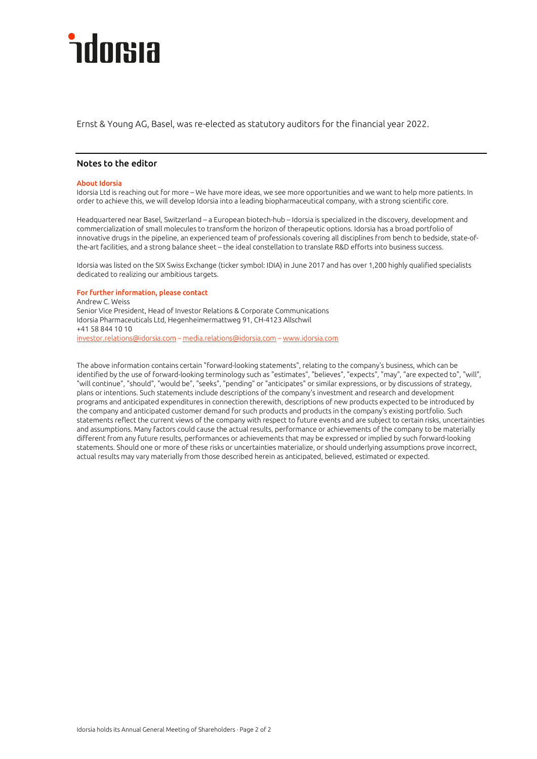Ernst & Young AG, Basel, was re-elected as statutory auditors for the financial year 2022.

## Notes to the editor

### About Idorsia

Idorsia Ltd is reaching out for more – We have more ideas, we see more opportunities and we want to help more patients. In order to achieve this, we will develop Idorsia into a leading biopharmaceutical company, with a strong scientific core.

Headquartered near Basel, Switzerland – a European biotech-hub – Idorsia is specialized in the discovery, development and commercialization of small molecules to transform the horizon of therapeutic options. Idorsia has a broad portfolio of innovative drugs in the pipeline, an experienced team of professionals covering all disciplines from bench to bedside, state-of-the-art facilities, and a strong balance sheet – the ideal constellation to translate R&D efforts into business success.

Idorsia was listed on the SIX Swiss Exchange (ticker symbol: IDIA) in June 2017 and has over 1,200 highly qualified specialists dedicated to realizing our ambitious targets.

### For further information, please contact

Andrew C. Weiss
Senior Vice President, Head of Investor Relations & Corporate Communications
Idorsia Pharmaceuticals Ltd, Hegenheimermattweg 91, CH-4123 Allschwil
+41 58 844 10 10
investor.relations@idorsia.com – media.relations@idorsia.com – www.idorsia.com

The above information contains certain "forward-looking statements", relating to the company's business, which can be identified by the use of forward-looking terminology such as "estimates", "believes", "expects", "may", "are expected to", "will", "will continue", "should", "would be", "seeks", "pending" or "anticipates" or similar expressions, or by discussions of strategy, plans or intentions. Such statements include descriptions of the company's investment and research and development programs and anticipated expenditures in connection therewith, descriptions of new products expected to be introduced by the company and anticipated customer demand for such products and products in the company's existing portfolio. Such statements reflect the current views of the company with respect to future events and are subject to certain risks, uncertainties and assumptions. Many factors could cause the actual results, performance or achievements of the company to be materially different from any future results, performances or achievements that may be expressed or implied by such forward-looking statements. Should one or more of these risks or uncertainties materialize, or should underlying assumptions prove incorrect, actual results may vary materially from those described herein as anticipated, believed, estimated or expected.